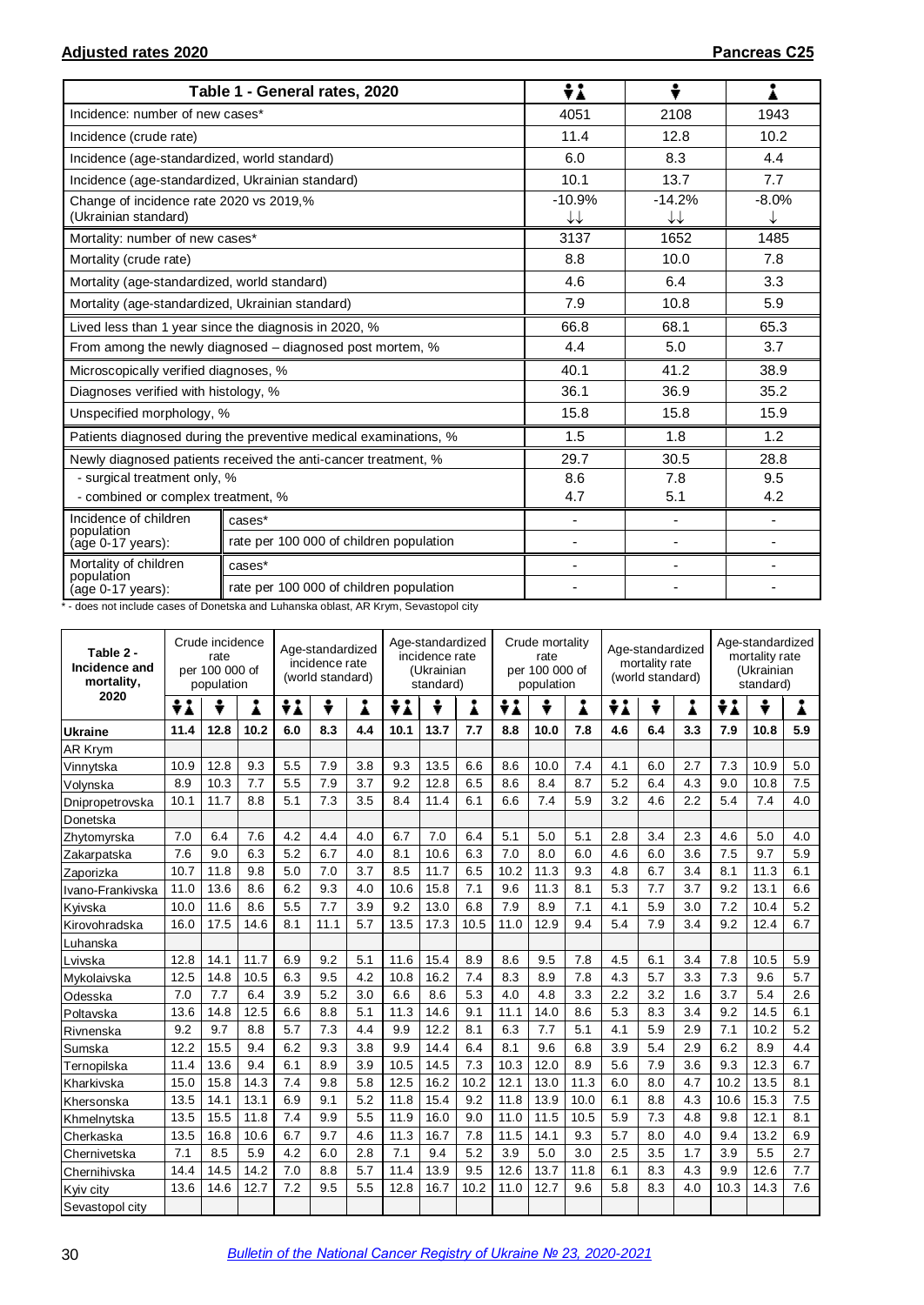**Adjusted rates 2020** **Pancreas C25**

| Table 1 - General rates, 2020 | | Both sexes | Males | Females |
|---|---|---|---|---|
| Incidence: number of new cases* | | 4051 | 2108 | 1943 |
| Incidence (crude rate) | | 11.4 | 12.8 | 10.2 |
| Incidence (age-standardized, world standard) | | 6.0 | 8.3 | 4.4 |
| Incidence (age-standardized, Ukrainian standard) | | 10.1 | 13.7 | 7.7 |
| Change of incidence rate 2020 vs 2019,% (Ukrainian standard) | | -10.9% ↓↓ | -14.2% ↓↓ | -8.0% ↓ |
| Mortality: number of new cases* | | 3137 | 1652 | 1485 |
| Mortality (crude rate) | | 8.8 | 10.0 | 7.8 |
| Mortality (age-standardized, world standard) | | 4.6 | 6.4 | 3.3 |
| Mortality (age-standardized, Ukrainian standard) | | 7.9 | 10.8 | 5.9 |
| Lived less than 1 year since the diagnosis in 2020, % | | 66.8 | 68.1 | 65.3 |
| From among the newly diagnosed – diagnosed post mortem, % | | 4.4 | 5.0 | 3.7 |
| Microscopically verified diagnoses, % | | 40.1 | 41.2 | 38.9 |
| Diagnoses verified with histology, % | | 36.1 | 36.9 | 35.2 |
| Unspecified morphology, % | | 15.8 | 15.8 | 15.9 |
| Patients diagnosed during the preventive medical examinations, % | | 1.5 | 1.8 | 1.2 |
| Newly diagnosed patients received the anti-cancer treatment, % | | 29.7 | 30.5 | 28.8 |
| - surgical treatment only, % | | 8.6 | 7.8 | 9.5 |
| - combined or complex treatment, % | | 4.7 | 5.1 | 4.2 |
| Incidence of children population (age 0-17 years): | cases* | - | - | - |
| | rate per 100 000 of children population | - | - | - |
| Mortality of children population (age 0-17 years): | cases* | - | - | - |
| | rate per 100 000 of children population | - | - | - |

\* - does not include cases of Donetska and Luhanska oblast, AR Krym, Sevastopol city

| Table 2 - Incidence and mortality, 2020 | Crude incidence rate per 100 000 of population | | | Age-standardized incidence rate (world standard) | | | Age-standardized incidence rate (Ukrainian standard) | | | Crude mortality rate per 100 000 of population | | | Age-standardized mortality rate (world standard) | | | Age-standardized mortality rate (Ukrainian standard) | | |
|---|---|---|---|---|---|---|---|---|---|---|---|---|---|---|---|---|---|---|
| | Both | Males | Females | Both | Males | Females | Both | Males | Females | Both | Males | Females | Both | Males | Females | Both | Males | Females |
| **Ukraine** | **11.4** | **12.8** | **10.2** | **6.0** | **8.3** | **4.4** | **10.1** | **13.7** | **7.7** | **8.8** | **10.0** | **7.8** | **4.6** | **6.4** | **3.3** | **7.9** | **10.8** | **5.9** |
| AR Krym | | | | | | | | | | | | | | | | | | |
| Vinnytska | 10.9 | 12.8 | 9.3 | 5.5 | 7.9 | 3.8 | 9.3 | 13.5 | 6.6 | 8.6 | 10.0 | 7.4 | 4.1 | 6.0 | 2.7 | 7.3 | 10.9 | 5.0 |
| Volynska | 8.9 | 10.3 | 7.7 | 5.5 | 7.9 | 3.7 | 9.2 | 12.8 | 6.5 | 8.6 | 8.4 | 8.7 | 5.2 | 6.4 | 4.3 | 9.0 | 10.8 | 7.5 |
| Dnipropetrovska | 10.1 | 11.7 | 8.8 | 5.1 | 7.3 | 3.5 | 8.4 | 11.4 | 6.1 | 6.6 | 7.4 | 5.9 | 3.2 | 4.6 | 2.2 | 5.4 | 7.4 | 4.0 |
| Donetska | | | | | | | | | | | | | | | | | | |
| Zhytomyrska | 7.0 | 6.4 | 7.6 | 4.2 | 4.4 | 4.0 | 6.7 | 7.0 | 6.4 | 5.1 | 5.0 | 5.1 | 2.8 | 3.4 | 2.3 | 4.6 | 5.0 | 4.0 |
| Zakarpatska | 7.6 | 9.0 | 6.3 | 5.2 | 6.7 | 4.0 | 8.1 | 10.6 | 6.3 | 7.0 | 8.0 | 6.0 | 4.6 | 6.0 | 3.6 | 7.5 | 9.7 | 5.9 |
| Zaporizka | 10.7 | 11.8 | 9.8 | 5.0 | 7.0 | 3.7 | 8.5 | 11.7 | 6.5 | 10.2 | 11.3 | 9.3 | 4.8 | 6.7 | 3.4 | 8.1 | 11.3 | 6.1 |
| Ivano-Frankivska | 11.0 | 13.6 | 8.6 | 6.2 | 9.3 | 4.0 | 10.6 | 15.8 | 7.1 | 9.6 | 11.3 | 8.1 | 5.3 | 7.7 | 3.7 | 9.2 | 13.1 | 6.6 |
| Kyivska | 10.0 | 11.6 | 8.6 | 5.5 | 7.7 | 3.9 | 9.2 | 13.0 | 6.8 | 7.9 | 8.9 | 7.1 | 4.1 | 5.9 | 3.0 | 7.2 | 10.4 | 5.2 |
| Kirovohradska | 16.0 | 17.5 | 14.6 | 8.1 | 11.1 | 5.7 | 13.5 | 17.3 | 10.5 | 11.0 | 12.9 | 9.4 | 5.4 | 7.9 | 3.4 | 9.2 | 12.4 | 6.7 |
| Luhanska | | | | | | | | | | | | | | | | | | |
| Lvivska | 12.8 | 14.1 | 11.7 | 6.9 | 9.2 | 5.1 | 11.6 | 15.4 | 8.9 | 8.6 | 9.5 | 7.8 | 4.5 | 6.1 | 3.4 | 7.8 | 10.5 | 5.9 |
| Mykolaivska | 12.5 | 14.8 | 10.5 | 6.3 | 9.5 | 4.2 | 10.8 | 16.2 | 7.4 | 8.3 | 8.9 | 7.8 | 4.3 | 5.7 | 3.3 | 7.3 | 9.6 | 5.7 |
| Odesska | 7.0 | 7.7 | 6.4 | 3.9 | 5.2 | 3.0 | 6.6 | 8.6 | 5.3 | 4.0 | 4.8 | 3.3 | 2.2 | 3.2 | 1.6 | 3.7 | 5.4 | 2.6 |
| Poltavska | 13.6 | 14.8 | 12.5 | 6.6 | 8.8 | 5.1 | 11.3 | 14.6 | 9.1 | 11.1 | 14.0 | 8.6 | 5.3 | 8.3 | 3.4 | 9.2 | 14.5 | 6.1 |
| Rivnenska | 9.2 | 9.7 | 8.8 | 5.7 | 7.3 | 4.4 | 9.9 | 12.2 | 8.1 | 6.3 | 7.7 | 5.1 | 4.1 | 5.9 | 2.9 | 7.1 | 10.2 | 5.2 |
| Sumska | 12.2 | 15.5 | 9.4 | 6.2 | 9.3 | 3.8 | 9.9 | 14.4 | 6.4 | 8.1 | 9.6 | 6.8 | 3.9 | 5.4 | 2.9 | 6.2 | 8.9 | 4.4 |
| Ternopilska | 11.4 | 13.6 | 9.4 | 6.1 | 8.9 | 3.9 | 10.5 | 14.5 | 7.3 | 10.3 | 12.0 | 8.9 | 5.6 | 7.9 | 3.6 | 9.3 | 12.3 | 6.7 |
| Kharkivska | 15.0 | 15.8 | 14.3 | 7.4 | 9.8 | 5.8 | 12.5 | 16.2 | 10.2 | 12.1 | 13.0 | 11.3 | 6.0 | 8.0 | 4.7 | 10.2 | 13.5 | 8.1 |
| Khersonska | 13.5 | 14.1 | 13.1 | 6.9 | 9.1 | 5.2 | 11.8 | 15.4 | 9.2 | 11.8 | 13.9 | 10.0 | 6.1 | 8.8 | 4.3 | 10.6 | 15.3 | 7.5 |
| Khmelnytska | 13.5 | 15.5 | 11.8 | 7.4 | 9.9 | 5.5 | 11.9 | 16.0 | 9.0 | 11.0 | 11.5 | 10.5 | 5.9 | 7.3 | 4.8 | 9.8 | 12.1 | 8.1 |
| Cherkaska | 13.5 | 16.8 | 10.6 | 6.7 | 9.7 | 4.6 | 11.3 | 16.7 | 7.8 | 11.5 | 14.1 | 9.3 | 5.7 | 8.0 | 4.0 | 9.4 | 13.2 | 6.9 |
| Chernivetska | 7.1 | 8.5 | 5.9 | 4.2 | 6.0 | 2.8 | 7.1 | 9.4 | 5.2 | 3.9 | 5.0 | 3.0 | 2.5 | 3.5 | 1.7 | 3.9 | 5.5 | 2.7 |
| Chernihivska | 14.4 | 14.5 | 14.2 | 7.0 | 8.8 | 5.7 | 11.4 | 13.9 | 9.5 | 12.6 | 13.7 | 11.8 | 6.1 | 8.3 | 4.3 | 9.9 | 12.6 | 7.7 |
| Kyiv city | 13.6 | 14.6 | 12.7 | 7.2 | 9.5 | 5.5 | 12.8 | 16.7 | 10.2 | 11.0 | 12.7 | 9.6 | 5.8 | 8.3 | 4.0 | 10.3 | 14.3 | 7.6 |
| Sevastopol city | | | | | | | | | | | | | | | | | | |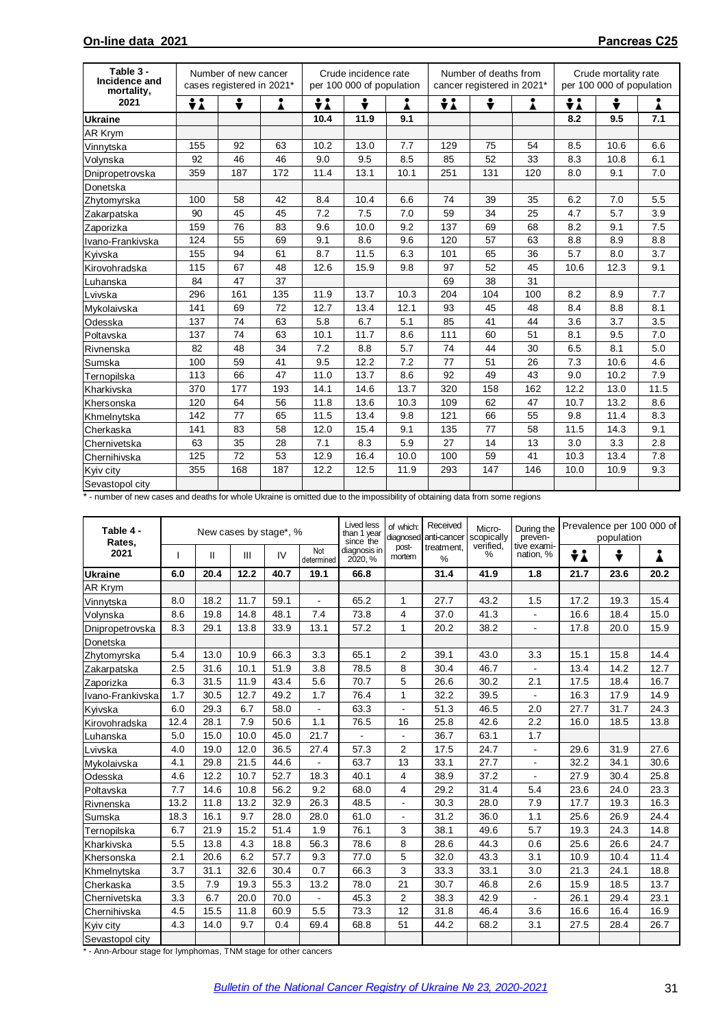**On-line data 2021** **Pancreas C25**

| Table 3 - Incidence and mortality, 2021 | Number of new cancer cases registered in 2021* | | | Crude incidence rate per 100 000 of population | | | Number of deaths from cancer registered in 2021* | | | Crude mortality rate per 100 000 of population | | |
|---|---|---|---|---|---|---|---|---|---|---|---|---|
| | Both | Male | Female | Both | Male | Female | Both | Male | Female | Both | Male | Female |
| **Ukraine** | | | | **10.4** | **11.9** | **9.1** | | | | **8.2** | **9.5** | **7.1** |
| AR Krym | | | | | | | | | | | | |
| Vinnytska | 155 | 92 | 63 | 10.2 | 13.0 | 7.7 | 129 | 75 | 54 | 8.5 | 10.6 | 6.6 |
| Volynska | 92 | 46 | 46 | 9.0 | 9.5 | 8.5 | 85 | 52 | 33 | 8.3 | 10.8 | 6.1 |
| Dnipropetrovska | 359 | 187 | 172 | 11.4 | 13.1 | 10.1 | 251 | 131 | 120 | 8.0 | 9.1 | 7.0 |
| Donetska | | | | | | | | | | | | |
| Zhytomyrska | 100 | 58 | 42 | 8.4 | 10.4 | 6.6 | 74 | 39 | 35 | 6.2 | 7.0 | 5.5 |
| Zakarpatska | 90 | 45 | 45 | 7.2 | 7.5 | 7.0 | 59 | 34 | 25 | 4.7 | 5.7 | 3.9 |
| Zaporizka | 159 | 76 | 83 | 9.6 | 10.0 | 9.2 | 137 | 69 | 68 | 8.2 | 9.1 | 7.5 |
| Ivano-Frankivska | 124 | 55 | 69 | 9.1 | 8.6 | 9.6 | 120 | 57 | 63 | 8.8 | 8.9 | 8.8 |
| Kyivska | 155 | 94 | 61 | 8.7 | 11.5 | 6.3 | 101 | 65 | 36 | 5.7 | 8.0 | 3.7 |
| Kirovohradska | 115 | 67 | 48 | 12.6 | 15.9 | 9.8 | 97 | 52 | 45 | 10.6 | 12.3 | 9.1 |
| Luhanska | 84 | 47 | 37 | | | | 69 | 38 | 31 | | | |
| Lvivska | 296 | 161 | 135 | 11.9 | 13.7 | 10.3 | 204 | 104 | 100 | 8.2 | 8.9 | 7.7 |
| Mykolaivska | 141 | 69 | 72 | 12.7 | 13.4 | 12.1 | 93 | 45 | 48 | 8.4 | 8.8 | 8.1 |
| Odesska | 137 | 74 | 63 | 5.8 | 6.7 | 5.1 | 85 | 41 | 44 | 3.6 | 3.7 | 3.5 |
| Poltavska | 137 | 74 | 63 | 10.1 | 11.7 | 8.6 | 111 | 60 | 51 | 8.1 | 9.5 | 7.0 |
| Rivnenska | 82 | 48 | 34 | 7.2 | 8.8 | 5.7 | 74 | 44 | 30 | 6.5 | 8.1 | 5.0 |
| Sumska | 100 | 59 | 41 | 9.5 | 12.2 | 7.2 | 77 | 51 | 26 | 7.3 | 10.6 | 4.6 |
| Ternopilska | 113 | 66 | 47 | 11.0 | 13.7 | 8.6 | 92 | 49 | 43 | 9.0 | 10.2 | 7.9 |
| Kharkivska | 370 | 177 | 193 | 14.1 | 14.6 | 13.7 | 320 | 158 | 162 | 12.2 | 13.0 | 11.5 |
| Khersonska | 120 | 64 | 56 | 11.8 | 13.6 | 10.3 | 109 | 62 | 47 | 10.7 | 13.2 | 8.6 |
| Khmelnytska | 142 | 77 | 65 | 11.5 | 13.4 | 9.8 | 121 | 66 | 55 | 9.8 | 11.4 | 8.3 |
| Cherkaska | 141 | 83 | 58 | 12.0 | 15.4 | 9.1 | 135 | 77 | 58 | 11.5 | 14.3 | 9.1 |
| Chernivetska | 63 | 35 | 28 | 7.1 | 8.3 | 5.9 | 27 | 14 | 13 | 3.0 | 3.3 | 2.8 |
| Chernihivska | 125 | 72 | 53 | 12.9 | 16.4 | 10.0 | 100 | 59 | 41 | 10.3 | 13.4 | 7.8 |
| Kyiv city | 355 | 168 | 187 | 12.2 | 12.5 | 11.9 | 293 | 147 | 146 | 10.0 | 10.9 | 9.3 |
| Sevastopol city | | | | | | | | | | | | |

* - number of new cases and deaths for whole Ukraine is omitted due to the impossibility of obtaining data from some regions

| Table 4 - Rates, 2021 | New cases by stage*, % | | | | | Lived less than 1 year since the diagnosis in 2020, % | of which: diagnosed post-mortem | Received anti-cancer treatment, % | Micro-scopically verified, % | During the preventive examination, % | Prevalence per 100 000 of population | | |
|---|---|---|---|---|---|---|---|---|---|---|---|---|---|
| | I | II | III | IV | Not determined | | | | | | Both | Male | Female |
| **Ukraine** | **6.0** | **20.4** | **12.2** | **40.7** | **19.1** | **66.8** | | **31.4** | **41.9** | **1.8** | **21.7** | **23.6** | **20.2** |
| AR Krym | | | | | | | | | | | | | |
| Vinnytska | 8.0 | 18.2 | 11.7 | 59.1 | - | 65.2 | 1 | 27.7 | 43.2 | 1.5 | 17.2 | 19.3 | 15.4 |
| Volynska | 8.6 | 19.8 | 14.8 | 48.1 | 7.4 | 73.8 | 4 | 37.0 | 41.3 | - | 16.6 | 18.4 | 15.0 |
| Dnipropetrovska | 8.3 | 29.1 | 13.8 | 33.9 | 13.1 | 57.2 | 1 | 20.2 | 38.2 | - | 17.8 | 20.0 | 15.9 |
| Donetska | | | | | | | | | | | | | |
| Zhytomyrska | 5.4 | 13.0 | 10.9 | 66.3 | 3.3 | 65.1 | 2 | 39.1 | 43.0 | 3.3 | 15.1 | 15.8 | 14.4 |
| Zakarpatska | 2.5 | 31.6 | 10.1 | 51.9 | 3.8 | 78.5 | 8 | 30.4 | 46.7 | - | 13.4 | 14.2 | 12.7 |
| Zaporizka | 6.3 | 31.5 | 11.9 | 43.4 | 5.6 | 70.7 | 5 | 26.6 | 30.2 | 2.1 | 17.5 | 18.4 | 16.7 |
| Ivano-Frankivska | 1.7 | 30.5 | 12.7 | 49.2 | 1.7 | 76.4 | 1 | 32.2 | 39.5 | - | 16.3 | 17.9 | 14.9 |
| Kyivska | 6.0 | 29.3 | 6.7 | 58.0 | - | 63.3 | - | 51.3 | 46.5 | 2.0 | 27.7 | 31.7 | 24.3 |
| Kirovohradska | 12.4 | 28.1 | 7.9 | 50.6 | 1.1 | 76.5 | 16 | 25.8 | 42.6 | 2.2 | 16.0 | 18.5 | 13.8 |
| Luhanska | 5.0 | 15.0 | 10.0 | 45.0 | 21.7 | - | - | 36.7 | 63.1 | 1.7 | | | |
| Lvivska | 4.0 | 19.0 | 12.0 | 36.5 | 27.4 | 57.3 | 2 | 17.5 | 24.7 | - | 29.6 | 31.9 | 27.6 |
| Mykolaivska | 4.1 | 29.8 | 21.5 | 44.6 | - | 63.7 | 13 | 33.1 | 27.7 | - | 32.2 | 34.1 | 30.6 |
| Odesska | 4.6 | 12.2 | 10.7 | 52.7 | 18.3 | 40.1 | 4 | 38.9 | 37.2 | - | 27.9 | 30.4 | 25.8 |
| Poltavska | 7.7 | 14.6 | 10.8 | 56.2 | 9.2 | 68.0 | 4 | 29.2 | 31.4 | 5.4 | 23.6 | 24.0 | 23.3 |
| Rivnenska | 13.2 | 11.8 | 13.2 | 32.9 | 26.3 | 48.5 | - | 30.3 | 28.0 | 7.9 | 17.7 | 19.3 | 16.3 |
| Sumska | 18.3 | 16.1 | 9.7 | 28.0 | 28.0 | 61.0 | - | 31.2 | 36.0 | 1.1 | 25.6 | 26.9 | 24.4 |
| Ternopilska | 6.7 | 21.9 | 15.2 | 51.4 | 1.9 | 76.1 | 3 | 38.1 | 49.6 | 5.7 | 19.3 | 24.3 | 14.8 |
| Kharkivska | 5.5 | 13.8 | 4.3 | 18.8 | 56.3 | 78.6 | 8 | 28.6 | 44.3 | 0.6 | 25.6 | 26.6 | 24.7 |
| Khersonska | 2.1 | 20.6 | 6.2 | 57.7 | 9.3 | 77.0 | 5 | 32.0 | 43.3 | 3.1 | 10.9 | 10.4 | 11.4 |
| Khmelnytska | 3.7 | 31.1 | 32.6 | 30.4 | 0.7 | 66.3 | 3 | 33.3 | 33.1 | 3.0 | 21.3 | 24.1 | 18.8 |
| Cherkaska | 3.5 | 7.9 | 19.3 | 55.3 | 13.2 | 78.0 | 21 | 30.7 | 46.8 | 2.6 | 15.9 | 18.5 | 13.7 |
| Chernivetska | 3.3 | 6.7 | 20.0 | 70.0 | - | 45.3 | 2 | 38.3 | 42.9 | - | 26.1 | 29.4 | 23.1 |
| Chernihivska | 4.5 | 15.5 | 11.8 | 60.9 | 5.5 | 73.3 | 12 | 31.8 | 46.4 | 3.6 | 16.6 | 16.4 | 16.9 |
| Kyiv city | 4.3 | 14.0 | 9.7 | 0.4 | 69.4 | 68.8 | 51 | 44.2 | 68.2 | 3.1 | 27.5 | 28.4 | 26.7 |
| Sevastopol city | | | | | | | | | | | | | |

* - Ann-Arbour stage for lymphomas, TNM stage for other cancers